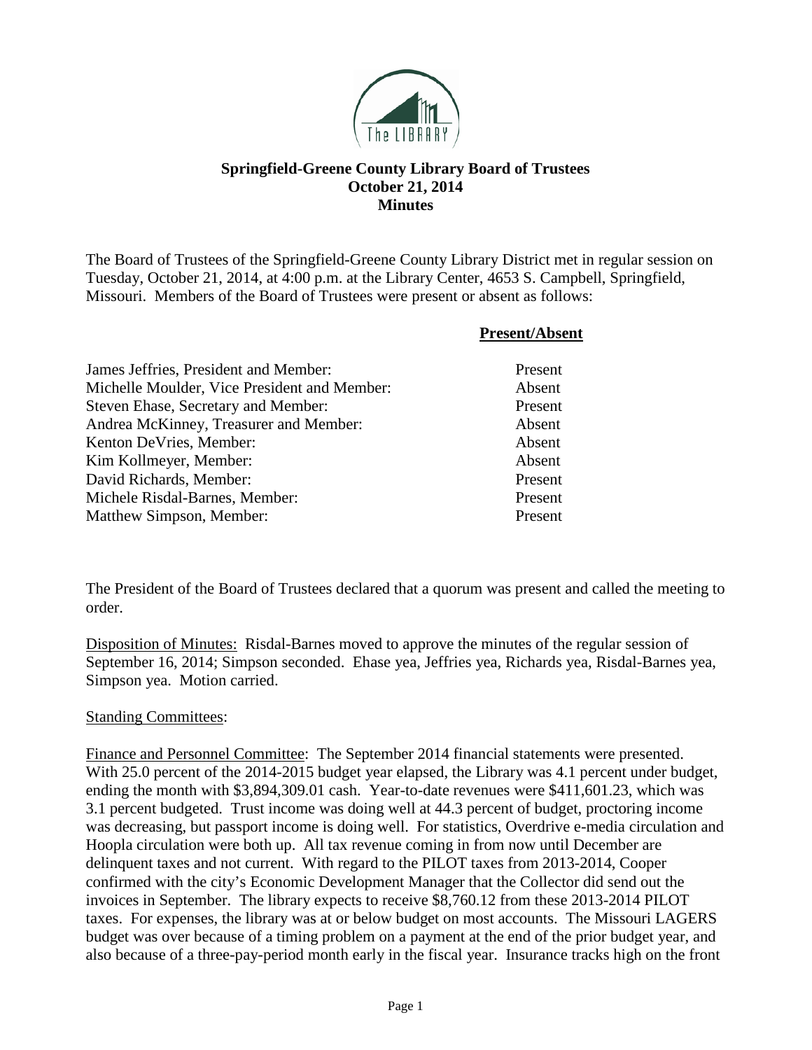# Springfield-Greene County Library Board of Trustees
## October 21, 2014
## Minutes

The Board of Trustees of the Springfield-Greene County Library District met in regular session on Tuesday, October 21, 2014, at 4:00 p.m. at the Library Center, 4653 S. Campbell, Springfield, Missouri. Members of the Board of Trustees were present or absent as follows:

| | Present/Absent |
|---|---|
| James Jeffries, President and Member: | Present |
| Michelle Moulder, Vice President and Member: | Absent |
| Steven Ehase, Secretary and Member: | Present |
| Andrea McKinney, Treasurer and Member: | Absent |
| Kenton DeVries, Member: | Absent |
| Kim Kollmeyer, Member: | Absent |
| David Richards, Member: | Present |
| Michele Risdal-Barnes, Member: | Present |
| Matthew Simpson, Member: | Present |

The President of the Board of Trustees declared that a quorum was present and called the meeting to order.

Disposition of Minutes: Risdal-Barnes moved to approve the minutes of the regular session of September 16, 2014; Simpson seconded. Ehase yea, Jeffries yea, Richards yea, Risdal-Barnes yea, Simpson yea. Motion carried.

Standing Committees:

Finance and Personnel Committee: The September 2014 financial statements were presented. With 25.0 percent of the 2014-2015 budget year elapsed, the Library was 4.1 percent under budget, ending the month with $3,894,309.01 cash. Year-to-date revenues were $411,601.23, which was 3.1 percent budgeted. Trust income was doing well at 44.3 percent of budget, proctoring income was decreasing, but passport income is doing well. For statistics, Overdrive e-media circulation and Hoopla circulation were both up. All tax revenue coming in from now until December are delinquent taxes and not current. With regard to the PILOT taxes from 2013-2014, Cooper confirmed with the city's Economic Development Manager that the Collector did send out the invoices in September. The library expects to receive $8,760.12 from these 2013-2014 PILOT taxes. For expenses, the library was at or below budget on most accounts. The Missouri LAGERS budget was over because of a timing problem on a payment at the end of the prior budget year, and also because of a three-pay-period month early in the fiscal year. Insurance tracks high on the front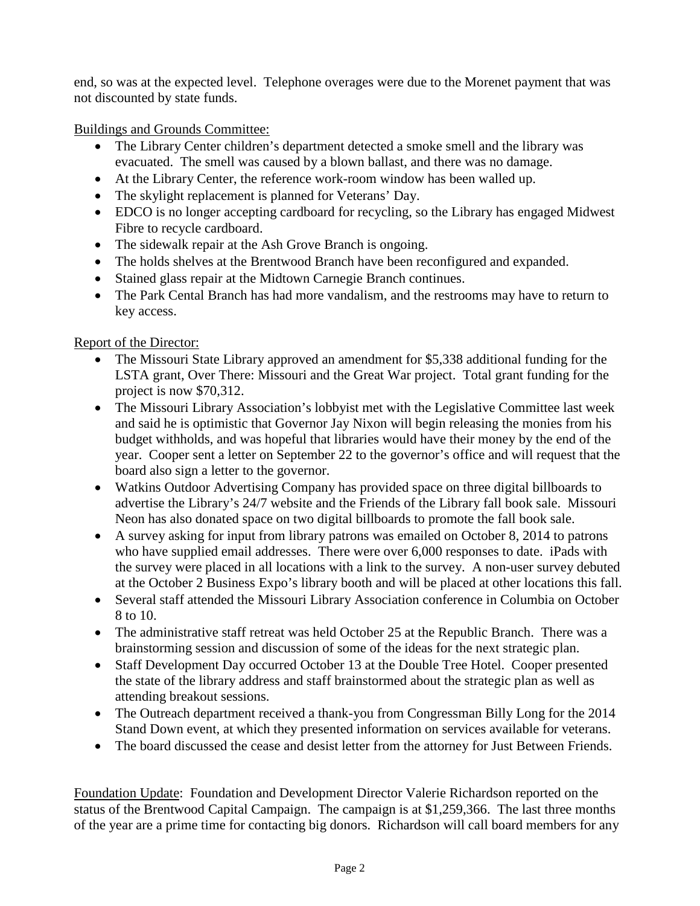end, so was at the expected level. Telephone overages were due to the Morenet payment that was not discounted by state funds.

Buildings and Grounds Committee:

- The Library Center children's department detected a smoke smell and the library was evacuated. The smell was caused by a blown ballast, and there was no damage.
- At the Library Center, the reference work-room window has been walled up.
- The skylight replacement is planned for Veterans' Day.
- EDCO is no longer accepting cardboard for recycling, so the Library has engaged Midwest Fibre to recycle cardboard.
- The sidewalk repair at the Ash Grove Branch is ongoing.
- The holds shelves at the Brentwood Branch have been reconfigured and expanded.
- Stained glass repair at the Midtown Carnegie Branch continues.
- The Park Cental Branch has had more vandalism, and the restrooms may have to return to key access.

Report of the Director:

- The Missouri State Library approved an amendment for $5,338 additional funding for the LSTA grant, Over There: Missouri and the Great War project. Total grant funding for the project is now $70,312.
- The Missouri Library Association's lobbyist met with the Legislative Committee last week and said he is optimistic that Governor Jay Nixon will begin releasing the monies from his budget withholds, and was hopeful that libraries would have their money by the end of the year. Cooper sent a letter on September 22 to the governor's office and will request that the board also sign a letter to the governor.
- Watkins Outdoor Advertising Company has provided space on three digital billboards to advertise the Library's 24/7 website and the Friends of the Library fall book sale. Missouri Neon has also donated space on two digital billboards to promote the fall book sale.
- A survey asking for input from library patrons was emailed on October 8, 2014 to patrons who have supplied email addresses. There were over 6,000 responses to date. iPads with the survey were placed in all locations with a link to the survey. A non-user survey debuted at the October 2 Business Expo's library booth and will be placed at other locations this fall.
- Several staff attended the Missouri Library Association conference in Columbia on October 8 to 10.
- The administrative staff retreat was held October 25 at the Republic Branch. There was a brainstorming session and discussion of some of the ideas for the next strategic plan.
- Staff Development Day occurred October 13 at the Double Tree Hotel. Cooper presented the state of the library address and staff brainstormed about the strategic plan as well as attending breakout sessions.
- The Outreach department received a thank-you from Congressman Billy Long for the 2014 Stand Down event, at which they presented information on services available for veterans.
- The board discussed the cease and desist letter from the attorney for Just Between Friends.

Foundation Update: Foundation and Development Director Valerie Richardson reported on the status of the Brentwood Capital Campaign. The campaign is at $1,259,366. The last three months of the year are a prime time for contacting big donors. Richardson will call board members for any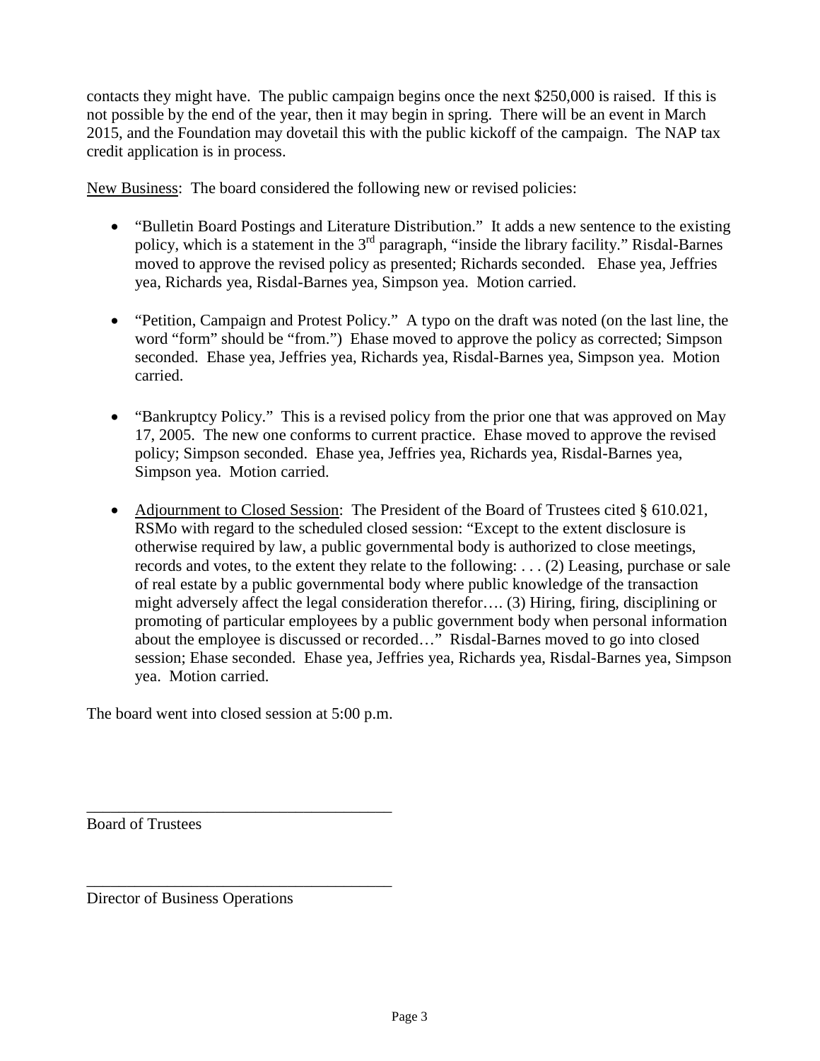contacts they might have. The public campaign begins once the next $250,000 is raised. If this is not possible by the end of the year, then it may begin in spring. There will be an event in March 2015, and the Foundation may dovetail this with the public kickoff of the campaign. The NAP tax credit application is in process.

New Business: The board considered the following new or revised policies:

- "Bulletin Board Postings and Literature Distribution." It adds a new sentence to the existing policy, which is a statement in the 3rd paragraph, "inside the library facility." Risdal-Barnes moved to approve the revised policy as presented; Richards seconded. Ehase yea, Jeffries yea, Richards yea, Risdal-Barnes yea, Simpson yea. Motion carried.

- "Petition, Campaign and Protest Policy." A typo on the draft was noted (on the last line, the word "form" should be "from.") Ehase moved to approve the policy as corrected; Simpson seconded. Ehase yea, Jeffries yea, Richards yea, Risdal-Barnes yea, Simpson yea. Motion carried.

- "Bankruptcy Policy." This is a revised policy from the prior one that was approved on May 17, 2005. The new one conforms to current practice. Ehase moved to approve the revised policy; Simpson seconded. Ehase yea, Jeffries yea, Richards yea, Risdal-Barnes yea, Simpson yea. Motion carried.

- Adjournment to Closed Session: The President of the Board of Trustees cited § 610.021, RSMo with regard to the scheduled closed session: "Except to the extent disclosure is otherwise required by law, a public governmental body is authorized to close meetings, records and votes, to the extent they relate to the following: . . . (2) Leasing, purchase or sale of real estate by a public governmental body where public knowledge of the transaction might adversely affect the legal consideration therefor…. (3) Hiring, firing, disciplining or promoting of particular employees by a public government body when personal information about the employee is discussed or recorded…" Risdal-Barnes moved to go into closed session; Ehase seconded. Ehase yea, Jeffries yea, Richards yea, Risdal-Barnes yea, Simpson yea. Motion carried.

The board went into closed session at 5:00 p.m.

\_\_\_\_\_\_\_\_\_\_\_\_\_\_\_\_\_\_\_\_\_\_\_\_\_\_\_\_\_\_\_\_\_\_\_\_\_\_

Board of Trustees

\_\_\_\_\_\_\_\_\_\_\_\_\_\_\_\_\_\_\_\_\_\_\_\_\_\_\_\_\_\_\_\_\_\_\_\_\_\_

Director of Business Operations